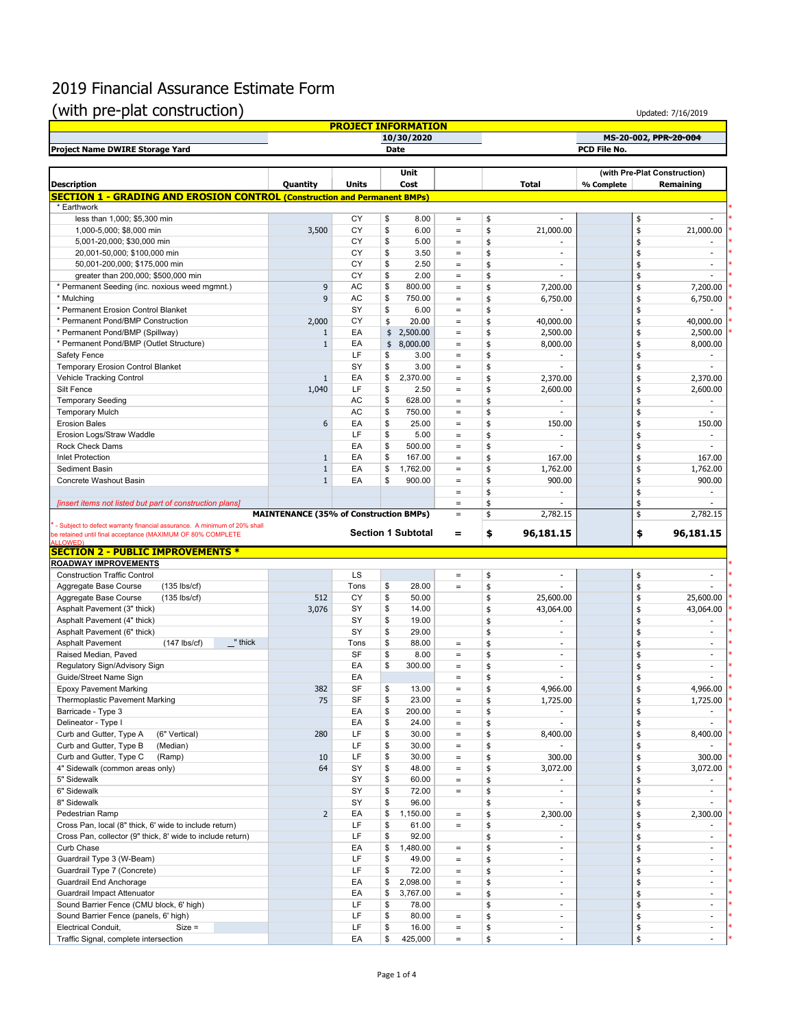# 2019 Financial Assurance Estimate Form

## (with pre-plat construction)

Updated: 7/16/2019

**PROJECT INFORMATION**

| Project Name DWIRE Storage Yard | 10/30/2020 | MS-20-002, ~~PPR-20-004~~ |
|---|---|---|
| | Date | PCD File No. |

| Description | Quantity | Units | Unit Cost | | Total | (with Pre-Plat Construction) % Complete | Remaining | |
|---|---|---|---|---|---|---|---|---|
| **SECTION 1 - GRADING AND EROSION CONTROL (Construction and Permanent BMPs)** | | | | | | | | |
| * Earthwork | | | | | | | | * |
| less than 1,000; $5,300 min | | CY | $ 8.00 | = | $ - | | $ - | * |
| 1,000-5,000; $8,000 min | 3,500 | CY | $ 6.00 | = | $ 21,000.00 | | $ 21,000.00 | * |
| 5,001-20,000; $30,000 min | | CY | $ 5.00 | = | $ - | | $ - | * |
| 20,001-50,000; $100,000 min | | CY | $ 3.50 | = | $ - | | $ - | * |
| 50,001-200,000; $175,000 min | | CY | $ 2.50 | = | $ - | | $ - | * |
| greater than 200,000; $500,000 min | | CY | $ 2.00 | = | $ - | | $ - | * |
| * Permanent Seeding (inc. noxious weed mgmnt.) | 9 | AC | $ 800.00 | = | $ 7,200.00 | | $ 7,200.00 | * |
| * Mulching | 9 | AC | $ 750.00 | = | $ 6,750.00 | | $ 6,750.00 | * |
| * Permanent Erosion Control Blanket | | SY | $ 6.00 | = | $ - | | $ - | * |
| * Permanent Pond/BMP Construction | 2,000 | CY | $ 20.00 | = | $ 40,000.00 | | $ 40,000.00 | * |
| * Permanent Pond/BMP (Spillway) | 1 | EA | $ 2,500.00 | = | $ 2,500.00 | | $ 2,500.00 | * |
| * Permanent Pond/BMP (Outlet Structure) | 1 | EA | $ 8,000.00 | = | $ 8,000.00 | | $ 8,000.00 | |
| Safety Fence | | LF | $ 3.00 | = | $ - | | $ - | |
| Temporary Erosion Control Blanket | | SY | $ 3.00 | = | $ - | | $ - | |
| Vehicle Tracking Control | 1 | EA | $ 2,370.00 | = | $ 2,370.00 | | $ 2,370.00 | |
| Silt Fence | 1,040 | LF | $ 2.50 | = | $ 2,600.00 | | $ 2,600.00 | |
| Temporary Seeding | | AC | $ 628.00 | = | $ - | | $ - | |
| Temporary Mulch | | AC | $ 750.00 | = | $ - | | $ - | |
| Erosion Bales | 6 | EA | $ 25.00 | = | $ 150.00 | | $ 150.00 | |
| Erosion Logs/Straw Waddle | | LF | $ 5.00 | = | $ - | | $ - | |
| Rock Check Dams | | EA | $ 500.00 | = | $ - | | $ - | |
| Inlet Protection | 1 | EA | $ 167.00 | = | $ 167.00 | | $ 167.00 | |
| Sediment Basin | 1 | EA | $ 1,762.00 | = | $ 1,762.00 | | $ 1,762.00 | |
| Concrete Washout Basin | 1 | EA | $ 900.00 | = | $ 900.00 | | $ 900.00 | |
| | | | | = | $ - | | $ - | |
| *[insert items not listed but part of construction plans]* | | | | = | $ - | | $ - | |
| **MAINTENANCE (35% of Construction BMPs)** | | | | = | $ 2,782.15 | | $ 2,782.15 | |
| * - Subject to defect warranty financial assurance. A minimum of 20% shall be retained until final acceptance (MAXIMUM OF 80% COMPLETE ALLOWED) | | | **Section 1 Subtotal** | **=** | **$ 96,181.15** | | **$ 96,181.15** | |
| **SECTION 2 - PUBLIC IMPROVEMENTS *** | | | | | | | | |
| **ROADWAY IMPROVEMENTS** | | | | | | | | * |
| Construction Traffic Control | | LS | | = | $ - | | $ - | * |
| Aggregate Base Course (135 lbs/cf) | | Tons | $ 28.00 | = | $ - | | $ - | * |
| Aggregate Base Course (135 lbs/cf) | 512 | CY | $ 50.00 | | $ 25,600.00 | | $ 25,600.00 | * |
| Asphalt Pavement (3" thick) | 3,076 | SY | $ 14.00 | | $ 43,064.00 | | $ 43,064.00 | * |
| Asphalt Pavement (4" thick) | | SY | $ 19.00 | | $ - | | $ - | * |
| Asphalt Pavement (6" thick) | | SY | $ 29.00 | | $ - | | $ - | * |
| Asphalt Pavement (147 lbs/cf) __" thick | | Tons | $ 88.00 | = | $ - | | $ - | * |
| Raised Median, Paved | | SF | $ 8.00 | = | $ - | | $ - | * |
| Regulatory Sign/Advisory Sign | | EA | $ 300.00 | = | $ - | | $ - | * |
| Guide/Street Name Sign | | EA | | = | $ - | | $ - | * |
| Epoxy Pavement Marking | 382 | SF | $ 13.00 | = | $ 4,966.00 | | $ 4,966.00 | * |
| Thermoplastic Pavement Marking | 75 | SF | $ 23.00 | = | $ 1,725.00 | | $ 1,725.00 | * |
| Barricade - Type 3 | | EA | $ 200.00 | = | $ - | | $ - | * |
| Delineator - Type I | | EA | $ 24.00 | = | $ - | | $ - | * |
| Curb and Gutter, Type A (6" Vertical) | 280 | LF | $ 30.00 | = | $ 8,400.00 | | $ 8,400.00 | * |
| Curb and Gutter, Type B (Median) | | LF | $ 30.00 | = | $ - | | $ - | * |
| Curb and Gutter, Type C (Ramp) | 10 | LF | $ 30.00 | = | $ 300.00 | | $ 300.00 | * |
| 4" Sidewalk (common areas only) | 64 | SY | $ 48.00 | = | $ 3,072.00 | | $ 3,072.00 | * |
| 5" Sidewalk | | SY | $ 60.00 | = | $ - | | $ - | * |
| 6" Sidewalk | | SY | $ 72.00 | = | $ - | | $ - | * |
| 8" Sidewalk | | SY | $ 96.00 | | $ - | | $ - | * |
| Pedestrian Ramp | 2 | EA | $ 1,150.00 | = | $ 2,300.00 | | $ 2,300.00 | * |
| Cross Pan, local (8" thick, 6' wide to include return) | | LF | $ 61.00 | = | $ - | | $ - | * |
| Cross Pan, collector (9" thick, 8' wide to include return) | | LF | $ 92.00 | | $ - | | $ - | * |
| Curb Chase | | EA | $ 1,480.00 | = | $ - | | $ - | * |
| Guardrail Type 3 (W-Beam) | | LF | $ 49.00 | = | $ - | | $ - | * |
| Guardrail Type 7 (Concrete) | | LF | $ 72.00 | = | $ - | | $ - | * |
| Guardrail End Anchorage | | EA | $ 2,098.00 | = | $ - | | $ - | * |
| Guardrail Impact Attenuator | | EA | $ 3,767.00 | = | $ - | | $ - | * |
| Sound Barrier Fence (CMU block, 6' high) | | LF | $ 78.00 | | $ - | | $ - | * |
| Sound Barrier Fence (panels, 6' high) | | LF | $ 80.00 | = | $ - | | $ - | * |
| Electrical Conduit, Size = | | LF | $ 16.00 | = | $ - | | $ - | * |
| Traffic Signal, complete intersection | | EA | $ 425,000 | = | $ - | | $ - | * |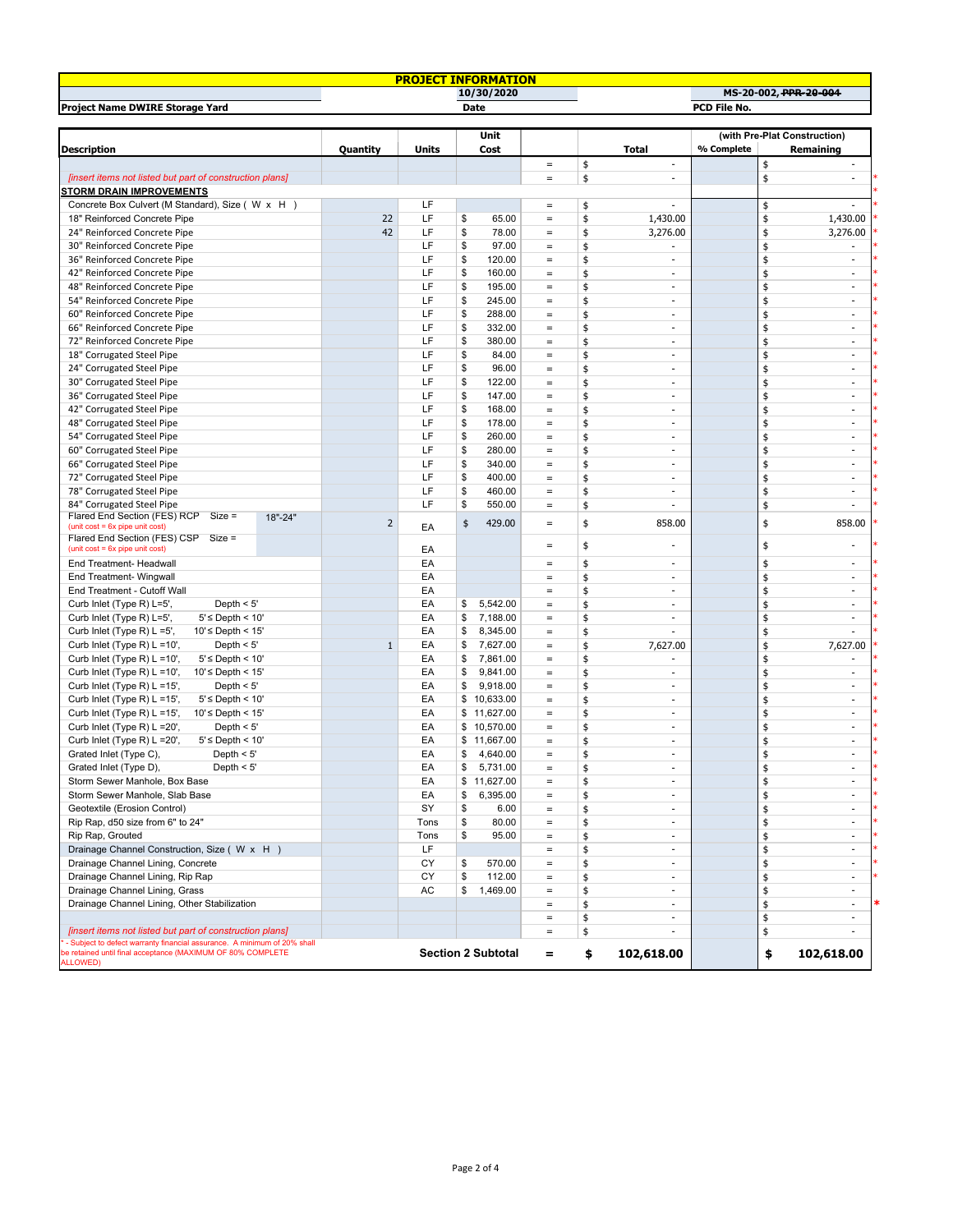| PROJECT INFORMATION | | |
|---|---|---|
| Project Name DWIRE Storage Yard | 10/30/2020 | MS-20-002, ~~PPR-20-004~~ |
| | Date | PCD File No. |

| Description | Quantity | Units | Unit Cost | | Total | (with Pre-Plat Construction) % Complete | Remaining | |
|---|---|---|---|---|---|---|---|---|
| | | | | = | $ - | | $ - | |
| *[insert items not listed but part of construction plans]* | | | | = | $ - | | $ - | * |
| **STORM DRAIN IMPROVEMENTS** | | | | | | | | * |
| Concrete Box Culvert (M Standard), Size ( W x H ) | | LF | | = | $ - | | $ - | * |
| 18" Reinforced Concrete Pipe | 22 | LF | $ 65.00 | = | $ 1,430.00 | | $ 1,430.00 | * |
| 24" Reinforced Concrete Pipe | 42 | LF | $ 78.00 | = | $ 3,276.00 | | $ 3,276.00 | * |
| 30" Reinforced Concrete Pipe | | LF | $ 97.00 | = | $ - | | $ - | * |
| 36" Reinforced Concrete Pipe | | LF | $ 120.00 | = | $ - | | $ - | * |
| 42" Reinforced Concrete Pipe | | LF | $ 160.00 | = | $ - | | $ - | * |
| 48" Reinforced Concrete Pipe | | LF | $ 195.00 | = | $ - | | $ - | * |
| 54" Reinforced Concrete Pipe | | LF | $ 245.00 | = | $ - | | $ - | * |
| 60" Reinforced Concrete Pipe | | LF | $ 288.00 | = | $ - | | $ - | * |
| 66" Reinforced Concrete Pipe | | LF | $ 332.00 | = | $ - | | $ - | * |
| 72" Reinforced Concrete Pipe | | LF | $ 380.00 | = | $ - | | $ - | * |
| 18" Corrugated Steel Pipe | | LF | $ 84.00 | = | $ - | | $ - | * |
| 24" Corrugated Steel Pipe | | LF | $ 96.00 | = | $ - | | $ - | * |
| 30" Corrugated Steel Pipe | | LF | $ 122.00 | = | $ - | | $ - | * |
| 36" Corrugated Steel Pipe | | LF | $ 147.00 | = | $ - | | $ - | * |
| 42" Corrugated Steel Pipe | | LF | $ 168.00 | = | $ - | | $ - | * |
| 48" Corrugated Steel Pipe | | LF | $ 178.00 | = | $ - | | $ - | * |
| 54" Corrugated Steel Pipe | | LF | $ 260.00 | = | $ - | | $ - | * |
| 60" Corrugated Steel Pipe | | LF | $ 280.00 | = | $ - | | $ - | * |
| 66" Corrugated Steel Pipe | | LF | $ 340.00 | = | $ - | | $ - | * |
| 72" Corrugated Steel Pipe | | LF | $ 400.00 | = | $ - | | $ - | * |
| 78" Corrugated Steel Pipe | | LF | $ 460.00 | = | $ - | | $ - | * |
| 84" Corrugated Steel Pipe | | LF | $ 550.00 | = | $ - | | $ - | * |
| Flared End Section (FES) RCP Size = 18"-24" (unit cost = 6x pipe unit cost) | 2 | EA | $ 429.00 | = | $ 858.00 | | $ 858.00 | * |
| Flared End Section (FES) CSP Size = (unit cost = 6x pipe unit cost) | | EA | | = | $ - | | $ - | * |
| End Treatment- Headwall | | EA | | = | $ - | | $ - | * |
| End Treatment- Wingwall | | EA | | = | $ - | | $ - | * |
| End Treatment - Cutoff Wall | | EA | | = | $ - | | $ - | * |
| Curb Inlet (Type R) L=5', Depth < 5' | | EA | $ 5,542.00 | = | $ - | | $ - | * |
| Curb Inlet (Type R) L=5', 5' ≤ Depth < 10' | | EA | $ 7,188.00 | = | $ - | | $ - | * |
| Curb Inlet (Type R) L =5', 10' ≤ Depth < 15' | | EA | $ 8,345.00 | = | $ - | | $ - | * |
| Curb Inlet (Type R) L =10', Depth < 5' | 1 | EA | $ 7,627.00 | = | $ 7,627.00 | | $ 7,627.00 | * |
| Curb Inlet (Type R) L =10', 5' ≤ Depth < 10' | | EA | $ 7,861.00 | = | $ - | | $ - | * |
| Curb Inlet (Type R) L =10', 10' ≤ Depth < 15' | | EA | $ 9,841.00 | = | $ - | | $ - | * |
| Curb Inlet (Type R) L =15', Depth < 5' | | EA | $ 9,918.00 | = | $ - | | $ - | * |
| Curb Inlet (Type R) L =15', 5' ≤ Depth < 10' | | EA | $ 10,633.00 | = | $ - | | $ - | * |
| Curb Inlet (Type R) L =15', 10' ≤ Depth < 15' | | EA | $ 11,627.00 | = | $ - | | $ - | * |
| Curb Inlet (Type R) L =20', Depth < 5' | | EA | $ 10,570.00 | = | $ - | | $ - | * |
| Curb Inlet (Type R) L =20', 5' ≤ Depth < 10' | | EA | $ 11,667.00 | = | $ - | | $ - | * |
| Grated Inlet (Type C), Depth < 5' | | EA | $ 4,640.00 | = | $ - | | $ - | * |
| Grated Inlet (Type D), Depth < 5' | | EA | $ 5,731.00 | = | $ - | | $ - | * |
| Storm Sewer Manhole, Box Base | | EA | $ 11,627.00 | = | $ - | | $ - | * |
| Storm Sewer Manhole, Slab Base | | EA | $ 6,395.00 | = | $ - | | $ - | * |
| Geotextile (Erosion Control) | | SY | $ 6.00 | = | $ - | | $ - | * |
| Rip Rap, d50 size from 6" to 24" | | Tons | $ 80.00 | = | $ - | | $ - | * |
| Rip Rap, Grouted | | Tons | $ 95.00 | = | $ - | | $ - | * |
| Drainage Channel Construction, Size ( W x H ) | | LF | | = | $ - | | $ - | * |
| Drainage Channel Lining, Concrete | | CY | $ 570.00 | = | $ - | | $ - | * |
| Drainage Channel Lining, Rip Rap | | CY | $ 112.00 | = | $ - | | $ - | * |
| Drainage Channel Lining, Grass | | AC | $ 1,469.00 | = | $ - | | $ - | |
| Drainage Channel Lining, Other Stabilization | | | | = | $ - | | $ - | * |
| | | | | = | $ - | | $ - | |
| *[insert items not listed but part of construction plans]* | | | | = | $ - | | $ - | |
| * - Subject to defect warranty financial assurance. A minimum of 20% shall be retained until final acceptance (MAXIMUM OF 80% COMPLETE ALLOWED) | | **Section 2 Subtotal** | | **=** | **$ 102,618.00** | | **$ 102,618.00** | |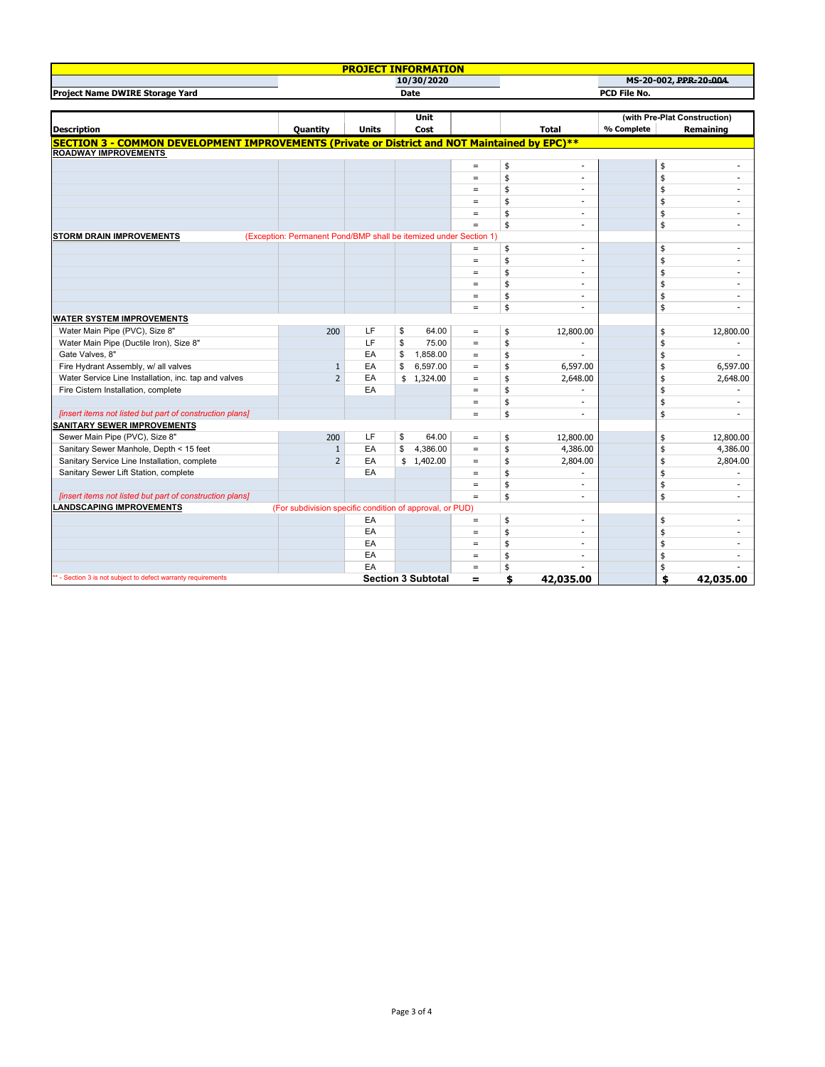| PROJECT INFORMATION | | | | | | | |
|---|---|---|---|---|---|---|---|
| | | | 10/30/2020 | | | | MS-20-002, ~~PPR-20-004~~ |
| Project Name DWIRE Storage Yard | | | Date | | | | PCD File No. |

| Description | Quantity | Units | Unit Cost | | Total | (with Pre-Plat Construction) % Complete | Remaining |
|---|---|---|---|---|---|---|---|
| **SECTION 3 - COMMON DEVELOPMENT IMPROVEMENTS (Private or District and NOT Maintained by EPC)**** | | | | | | | |
| **ROADWAY IMPROVEMENTS** | | | | | | | |
| | | | | = | $ - | | $ - |
| | | | | = | $ - | | $ - |
| | | | | = | $ - | | $ - |
| | | | | = | $ - | | $ - |
| | | | | = | $ - | | $ - |
| | | | | = | $ - | | $ - |
| **STORM DRAIN IMPROVEMENTS** (Exception: Permanent Pond/BMP shall be itemized under Section 1) | | | | | | | |
| | | | | = | $ - | | $ - |
| | | | | = | $ - | | $ - |
| | | | | = | $ - | | $ - |
| | | | | = | $ - | | $ - |
| | | | | = | $ - | | $ - |
| | | | | = | $ - | | $ - |
| **WATER SYSTEM IMPROVEMENTS** | | | | | | | |
| Water Main Pipe (PVC), Size 8" | 200 | LF | $ 64.00 | = | $ 12,800.00 | | $ 12,800.00 |
| Water Main Pipe (Ductile Iron), Size 8" | | LF | $ 75.00 | = | $ - | | $ - |
| Gate Valves, 8" | | EA | $ 1,858.00 | = | $ - | | $ - |
| Fire Hydrant Assembly, w/ all valves | 1 | EA | $ 6,597.00 | = | $ 6,597.00 | | $ 6,597.00 |
| Water Service Line Installation, inc. tap and valves | 2 | EA | $ 1,324.00 | = | $ 2,648.00 | | $ 2,648.00 |
| Fire Cistern Installation, complete | | EA | | = | $ - | | $ - |
| | | | | = | $ - | | $ - |
| *[insert items not listed but part of construction plans]* | | | | = | $ - | | $ - |
| **SANITARY SEWER IMPROVEMENTS** | | | | | | | |
| Sewer Main Pipe (PVC), Size 8" | 200 | LF | $ 64.00 | = | $ 12,800.00 | | $ 12,800.00 |
| Sanitary Sewer Manhole, Depth < 15 feet | 1 | EA | $ 4,386.00 | = | $ 4,386.00 | | $ 4,386.00 |
| Sanitary Service Line Installation, complete | 2 | EA | $ 1,402.00 | = | $ 2,804.00 | | $ 2,804.00 |
| Sanitary Sewer Lift Station, complete | | EA | | = | $ - | | $ - |
| | | | | = | $ - | | $ - |
| *[insert items not listed but part of construction plans]* | | | | = | $ - | | $ - |
| **LANDSCAPING IMPROVEMENTS** (For subdivision specific condition of approval, or PUD) | | | | | | | |
| | | EA | | = | $ - | | $ - |
| | | EA | | = | $ - | | $ - |
| | | EA | | = | $ - | | $ - |
| | | EA | | = | $ - | | $ - |
| | | EA | | = | $ - | | $ - |
| ** - Section 3 is not subject to defect warranty requirements | | | **Section 3 Subtotal** | **=** | **$ 42,035.00** | | **$ 42,035.00** |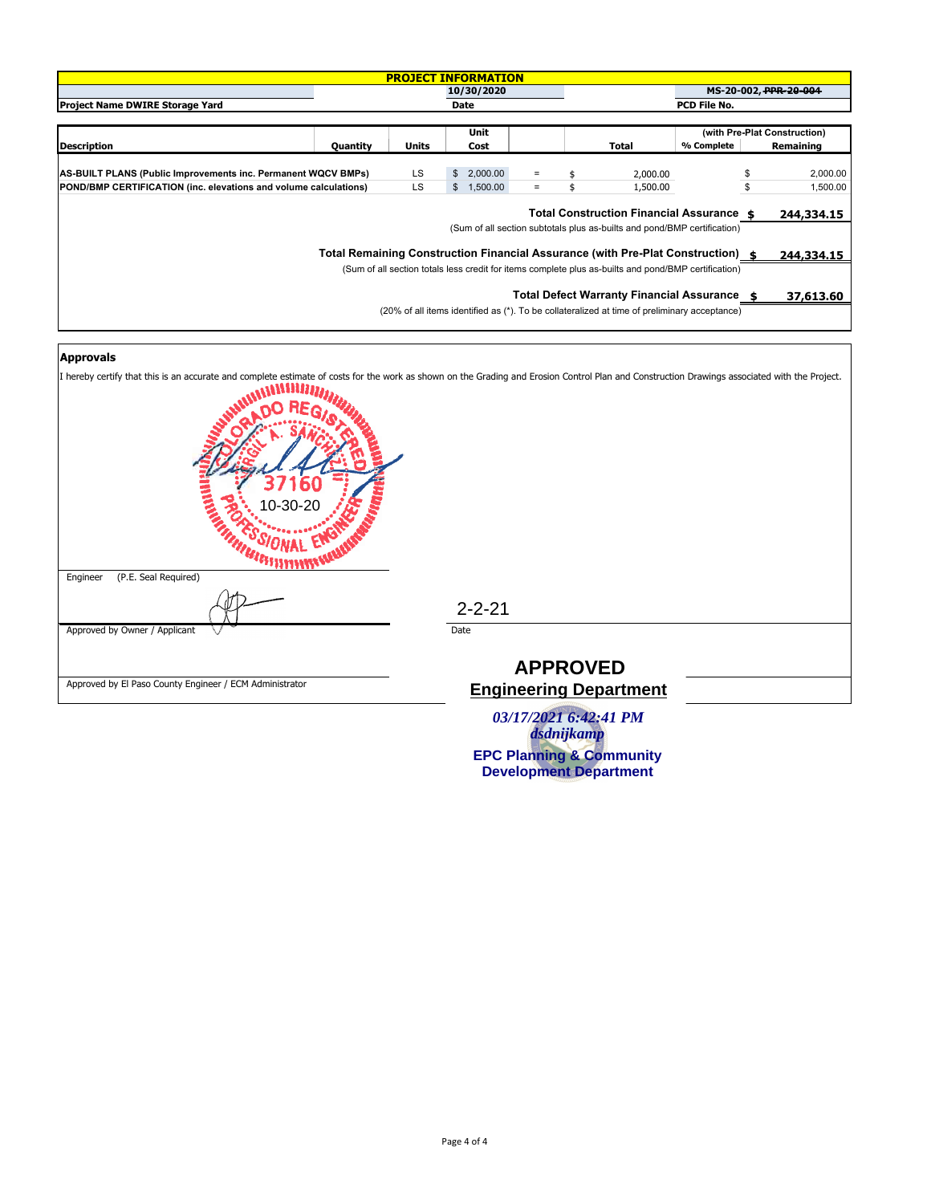**PROJECT INFORMATION**

| | | |
|---|---|---|
| **Project Name DWIRE Storage Yard** | **10/30/2020** | **MS-20-002, ~~PPR-20-004~~** |
| | **Date** | **PCD File No.** |

| **Description** | **Quantity** | **Units** | **Unit Cost** | | **Total** | **% Complete** | **(with Pre-Plat Construction) Remaining** |
|---|---|---|---|---|---|---|---|
| **AS-BUILT PLANS (Public Improvements inc. Permanent WQCV BMPs)** | | LS | $ 2,000.00 | = | $ 2,000.00 | | $ 2,000.00 |
| **POND/BMP CERTIFICATION (inc. elevations and volume calculations)** | | LS | $ 1,500.00 | = | $ 1,500.00 | | $ 1,500.00 |

**Total Construction Financial Assurance $ 244,334.15**

(Sum of all section subtotals plus as-builts and pond/BMP certification)

**Total Remaining Construction Financial Assurance (with Pre-Plat Construction) $ 244,334.15**

(Sum of all section totals less credit for items complete plus as-builts and pond/BMP certification)

**Total Defect Warranty Financial Assurance $ 37,613.60**

(20% of all items identified as (*). To be collateralized at time of preliminary acceptance)

## Approvals

I hereby certify that this is an accurate and complete estimate of costs for the work as shown on the Grading and Erosion Control Plan and Construction Drawings associated with the Project.

COLORADO REGISTERED PROFESSIONAL ENGINEER VIRGIL A. SANCHEZ 37160 10-30-20

Engineer (P.E. Seal Required)

Approved by Owner / Applicant

2-2-21

Date

Approved by El Paso County Engineer / ECM Administrator

**APPROVED**

**Engineering Department**

*03/17/2021 6:42:41 PM*

*dsdnijkamp*

**EPC Planning & Community Development Department**